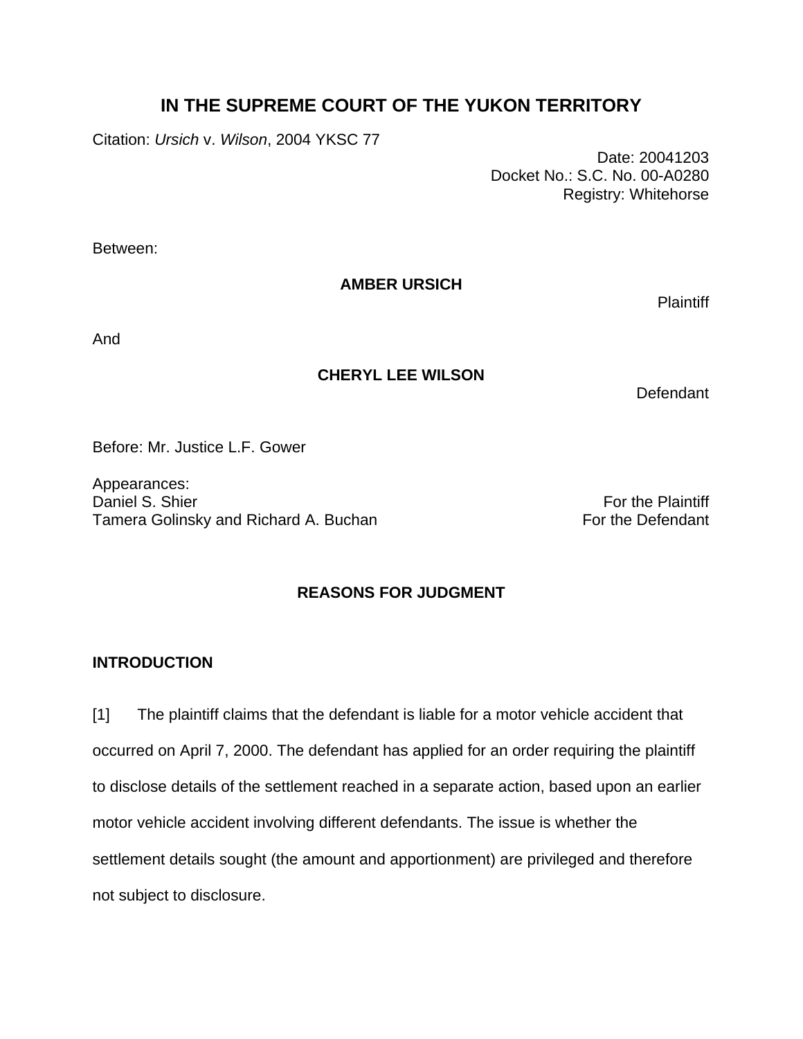# IN THE SUPREME COURT OF THE YUKON TERRITORY

Citation: *Ursich* v. *Wilson*, 2004 YKSC 77

Date: 20041203
Docket No.: S.C. No. 00-A0280
Registry: Whitehorse

Between:

**AMBER URSICH**

Plaintiff

And

**CHERYL LEE WILSON**

Defendant

Before: Mr. Justice L.F. Gower

Appearances:
Daniel S. Shier — For the Plaintiff
Tamera Golinsky and Richard A. Buchan — For the Defendant

## REASONS FOR JUDGMENT

### INTRODUCTION

[1] The plaintiff claims that the defendant is liable for a motor vehicle accident that occurred on April 7, 2000. The defendant has applied for an order requiring the plaintiff to disclose details of the settlement reached in a separate action, based upon an earlier motor vehicle accident involving different defendants. The issue is whether the settlement details sought (the amount and apportionment) are privileged and therefore not subject to disclosure.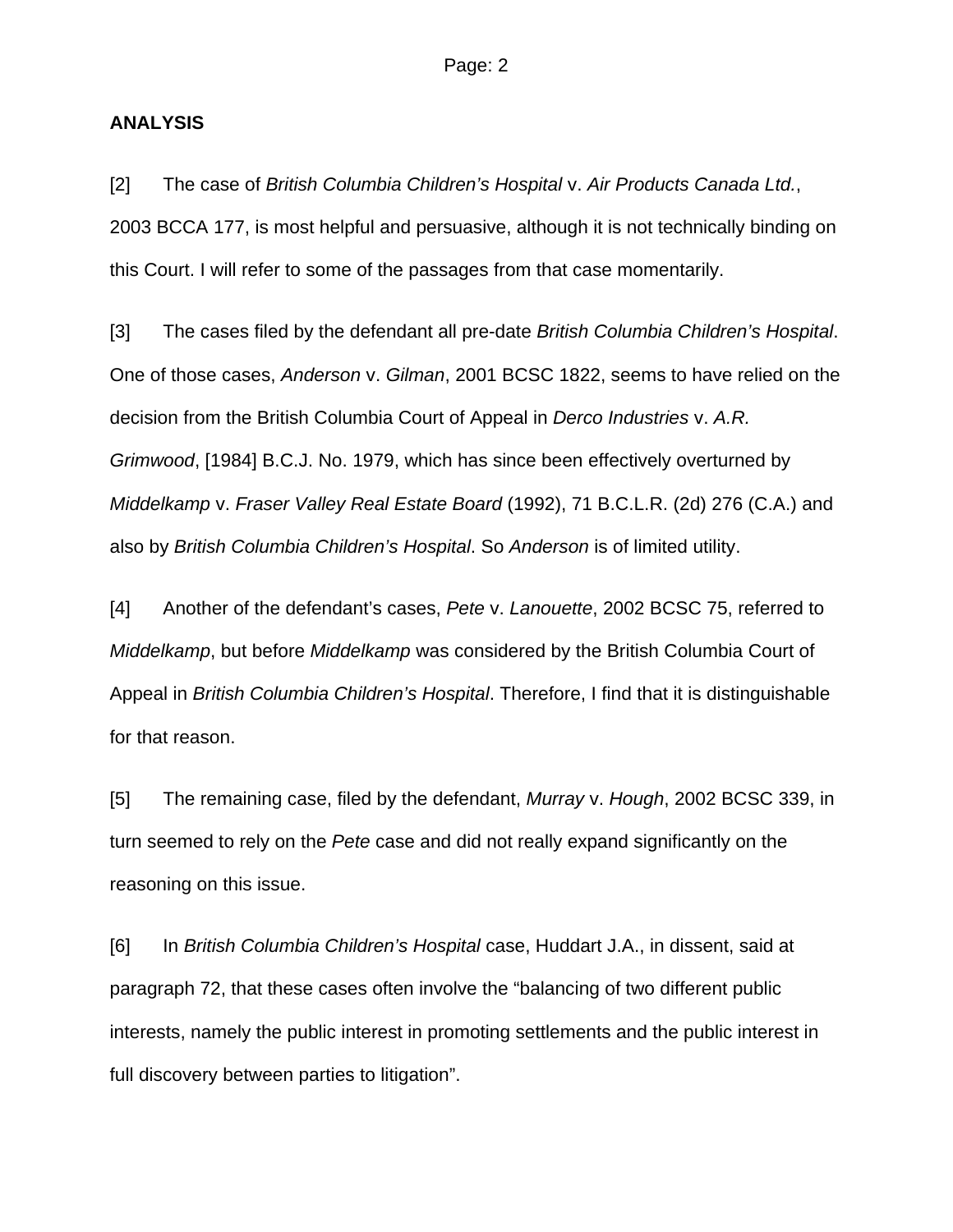## ANALYSIS

[2] The case of *British Columbia Children's Hospital* v. *Air Products Canada Ltd.*, 2003 BCCA 177, is most helpful and persuasive, although it is not technically binding on this Court. I will refer to some of the passages from that case momentarily.

[3] The cases filed by the defendant all pre-date *British Columbia Children's Hospital*. One of those cases, *Anderson* v. *Gilman*, 2001 BCSC 1822, seems to have relied on the decision from the British Columbia Court of Appeal in *Derco Industries* v. *A.R. Grimwood*, [1984] B.C.J. No. 1979, which has since been effectively overturned by *Middelkamp* v. *Fraser Valley Real Estate Board* (1992), 71 B.C.L.R. (2d) 276 (C.A.) and also by *British Columbia Children's Hospital*. So *Anderson* is of limited utility.

[4] Another of the defendant's cases, *Pete* v. *Lanouette*, 2002 BCSC 75, referred to *Middelkamp*, but before *Middelkamp* was considered by the British Columbia Court of Appeal in *British Columbia Children's Hospital*. Therefore, I find that it is distinguishable for that reason.

[5] The remaining case, filed by the defendant, *Murray* v. *Hough*, 2002 BCSC 339, in turn seemed to rely on the *Pete* case and did not really expand significantly on the reasoning on this issue.

[6] In *British Columbia Children's Hospital* case, Huddart J.A., in dissent, said at paragraph 72, that these cases often involve the "balancing of two different public interests, namely the public interest in promoting settlements and the public interest in full discovery between parties to litigation".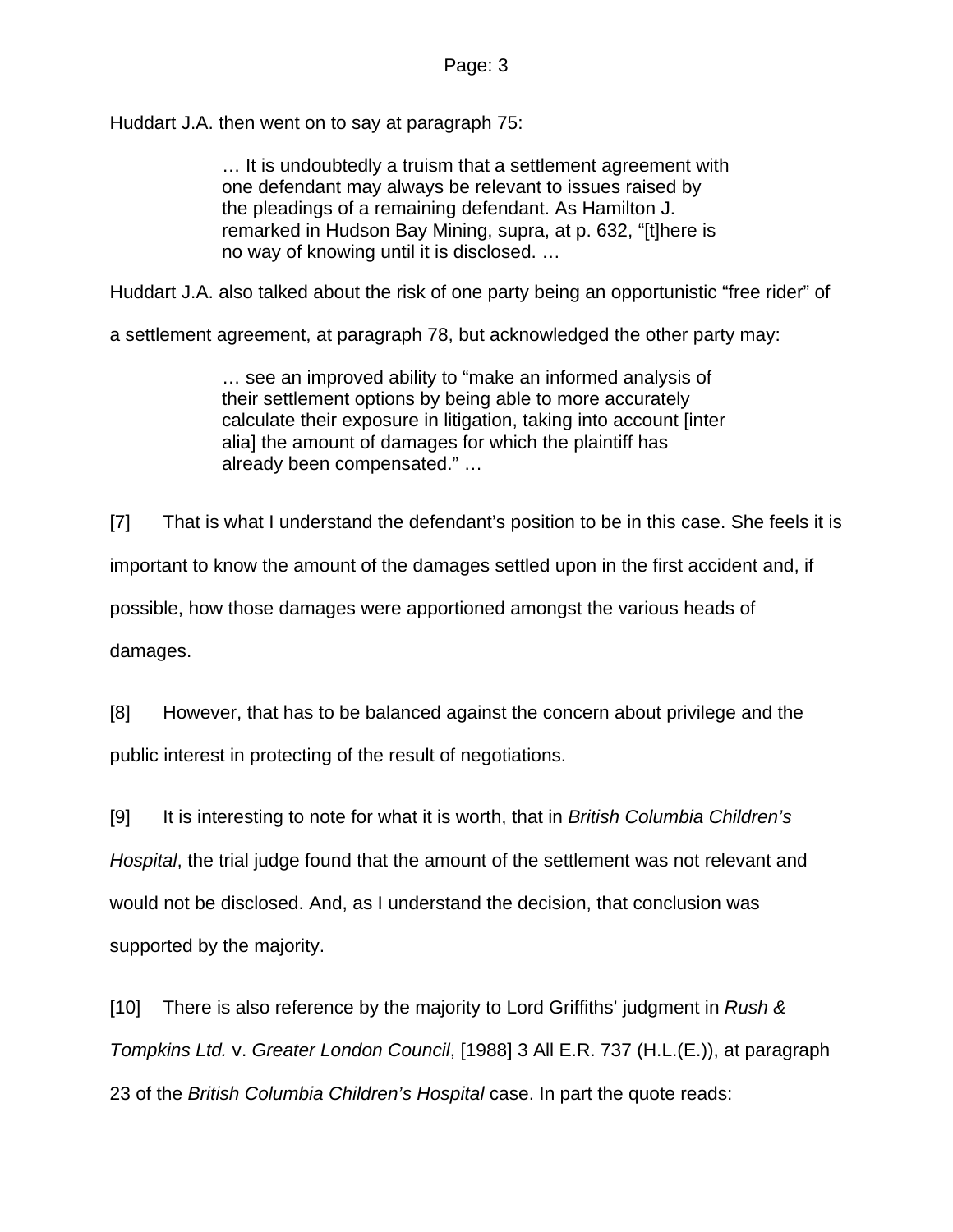Huddart J.A. then went on to say at paragraph 75:

> … It is undoubtedly a truism that a settlement agreement with one defendant may always be relevant to issues raised by the pleadings of a remaining defendant. As Hamilton J. remarked in Hudson Bay Mining, supra, at p. 632, "[t]here is no way of knowing until it is disclosed. …

Huddart J.A. also talked about the risk of one party being an opportunistic "free rider" of a settlement agreement, at paragraph 78, but acknowledged the other party may:

> … see an improved ability to "make an informed analysis of their settlement options by being able to more accurately calculate their exposure in litigation, taking into account [inter alia] the amount of damages for which the plaintiff has already been compensated." …

[7] That is what I understand the defendant's position to be in this case. She feels it is important to know the amount of the damages settled upon in the first accident and, if possible, how those damages were apportioned amongst the various heads of damages.

[8] However, that has to be balanced against the concern about privilege and the public interest in protecting of the result of negotiations.

[9] It is interesting to note for what it is worth, that in *British Columbia Children's Hospital*, the trial judge found that the amount of the settlement was not relevant and would not be disclosed. And, as I understand the decision, that conclusion was supported by the majority.

[10] There is also reference by the majority to Lord Griffiths' judgment in *Rush & Tompkins Ltd.* v. *Greater London Council*, [1988] 3 All E.R. 737 (H.L.(E.)), at paragraph 23 of the *British Columbia Children's Hospital* case. In part the quote reads: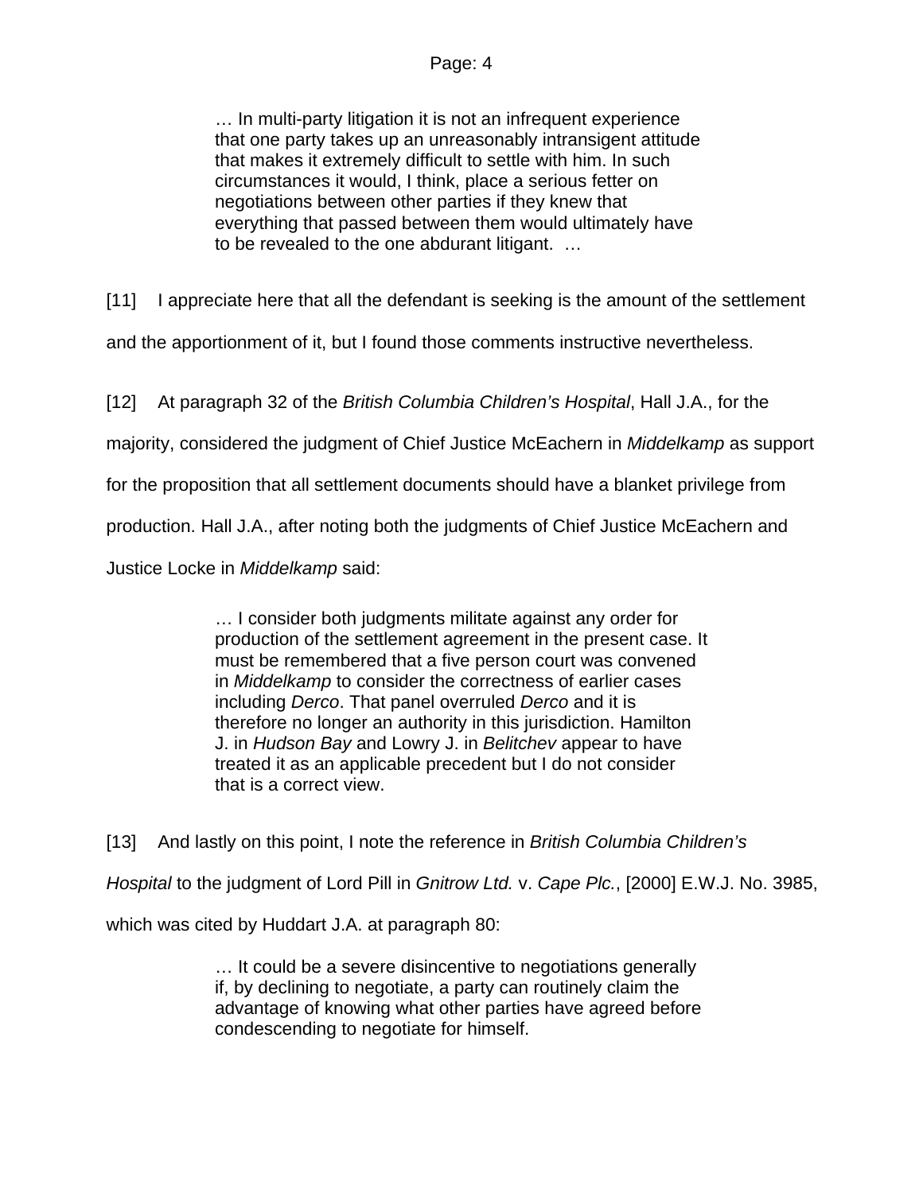> … In multi-party litigation it is not an infrequent experience that one party takes up an unreasonably intransigent attitude that makes it extremely difficult to settle with him. In such circumstances it would, I think, place a serious fetter on negotiations between other parties if they knew that everything that passed between them would ultimately have to be revealed to the one abdurant litigant. …

[11] I appreciate here that all the defendant is seeking is the amount of the settlement and the apportionment of it, but I found those comments instructive nevertheless.

[12] At paragraph 32 of the *British Columbia Children's Hospital*, Hall J.A., for the majority, considered the judgment of Chief Justice McEachern in *Middelkamp* as support for the proposition that all settlement documents should have a blanket privilege from production. Hall J.A., after noting both the judgments of Chief Justice McEachern and Justice Locke in *Middelkamp* said:

> … I consider both judgments militate against any order for production of the settlement agreement in the present case. It must be remembered that a five person court was convened in *Middelkamp* to consider the correctness of earlier cases including *Derco*. That panel overruled *Derco* and it is therefore no longer an authority in this jurisdiction. Hamilton J. in *Hudson Bay* and Lowry J. in *Belitchev* appear to have treated it as an applicable precedent but I do not consider that is a correct view.

[13] And lastly on this point, I note the reference in *British Columbia Children's Hospital* to the judgment of Lord Pill in *Gnitrow Ltd.* v. *Cape Plc.*, [2000] E.W.J. No. 3985, which was cited by Huddart J.A. at paragraph 80:

> … It could be a severe disincentive to negotiations generally if, by declining to negotiate, a party can routinely claim the advantage of knowing what other parties have agreed before condescending to negotiate for himself.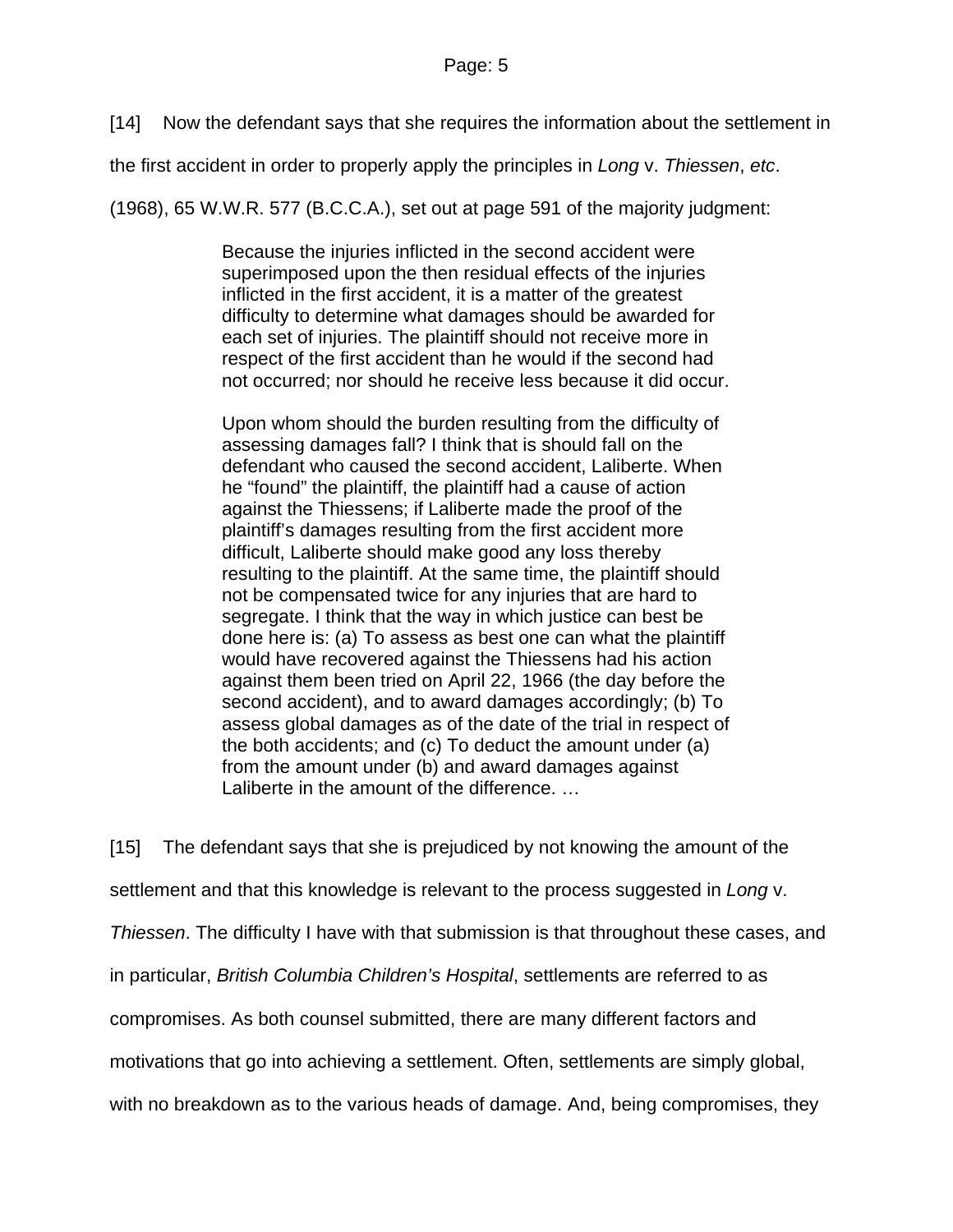[14] Now the defendant says that she requires the information about the settlement in the first accident in order to properly apply the principles in *Long* v. *Thiessen*, *etc*. (1968), 65 W.W.R. 577 (B.C.C.A.), set out at page 591 of the majority judgment:

> Because the injuries inflicted in the second accident were superimposed upon the then residual effects of the injuries inflicted in the first accident, it is a matter of the greatest difficulty to determine what damages should be awarded for each set of injuries. The plaintiff should not receive more in respect of the first accident than he would if the second had not occurred; nor should he receive less because it did occur.
>
> Upon whom should the burden resulting from the difficulty of assessing damages fall? I think that is should fall on the defendant who caused the second accident, Laliberte. When he "found" the plaintiff, the plaintiff had a cause of action against the Thiessens; if Laliberte made the proof of the plaintiff's damages resulting from the first accident more difficult, Laliberte should make good any loss thereby resulting to the plaintiff. At the same time, the plaintiff should not be compensated twice for any injuries that are hard to segregate. I think that the way in which justice can best be done here is: (a) To assess as best one can what the plaintiff would have recovered against the Thiessens had his action against them been tried on April 22, 1966 (the day before the second accident), and to award damages accordingly; (b) To assess global damages as of the date of the trial in respect of the both accidents; and (c) To deduct the amount under (a) from the amount under (b) and award damages against Laliberte in the amount of the difference. …

[15] The defendant says that she is prejudiced by not knowing the amount of the settlement and that this knowledge is relevant to the process suggested in *Long* v. *Thiessen*. The difficulty I have with that submission is that throughout these cases, and in particular, *British Columbia Children's Hospital*, settlements are referred to as compromises. As both counsel submitted, there are many different factors and motivations that go into achieving a settlement. Often, settlements are simply global, with no breakdown as to the various heads of damage. And, being compromises, they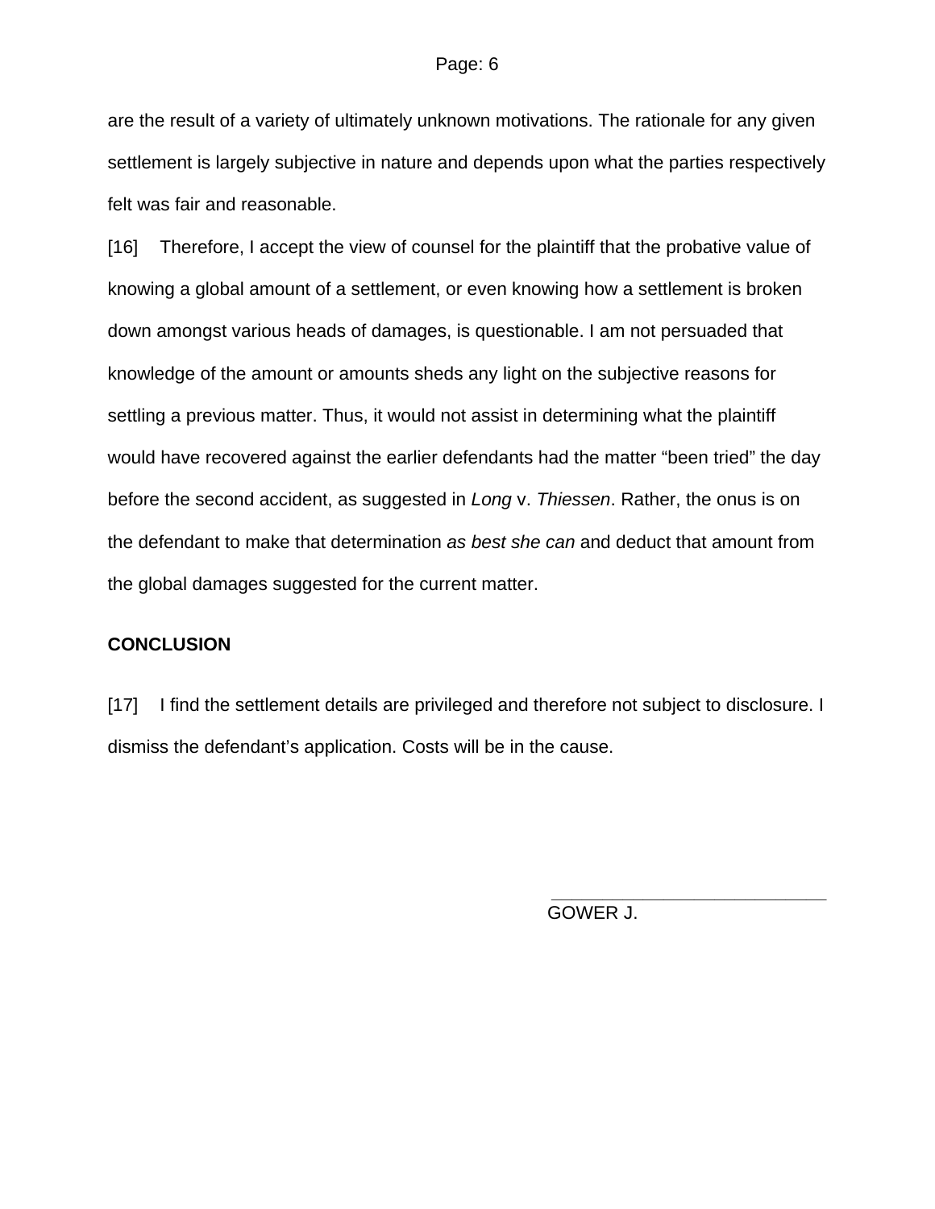are the result of a variety of ultimately unknown motivations. The rationale for any given settlement is largely subjective in nature and depends upon what the parties respectively felt was fair and reasonable.

[16] Therefore, I accept the view of counsel for the plaintiff that the probative value of knowing a global amount of a settlement, or even knowing how a settlement is broken down amongst various heads of damages, is questionable. I am not persuaded that knowledge of the amount or amounts sheds any light on the subjective reasons for settling a previous matter. Thus, it would not assist in determining what the plaintiff would have recovered against the earlier defendants had the matter "been tried" the day before the second accident, as suggested in *Long* v. *Thiessen*. Rather, the onus is on the defendant to make that determination *as best she can* and deduct that amount from the global damages suggested for the current matter.

**CONCLUSION**

[17] I find the settlement details are privileged and therefore not subject to disclosure. I dismiss the defendant's application. Costs will be in the cause.

GOWER J.